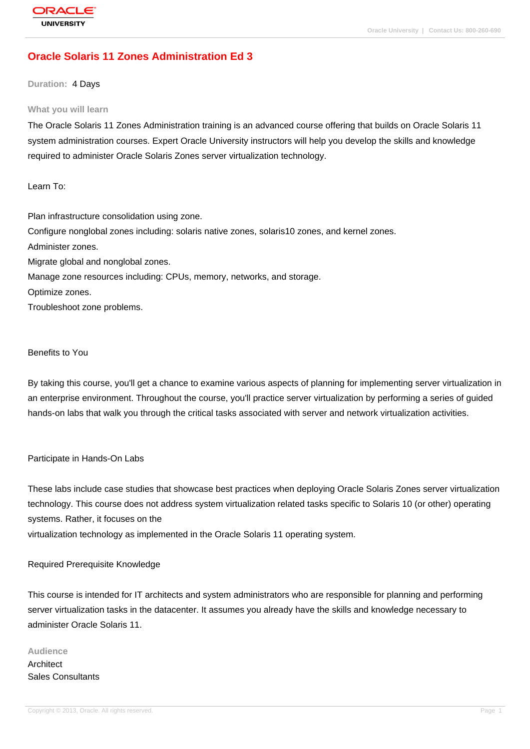# Oracle Solaris 11 Zones Administration Ed 3

**Duration:** 4 Days

## What you will learn

The Oracle Solaris 11 Zones Administration training is an advanced course offering that builds on Oracle Solaris 11 system administration courses. Expert Oracle University instructors will help you develop the skills and knowledge required to administer Oracle Solaris Zones server virtualization technology.

Learn To:

Plan infrastructure consolidation using zone.
Configure nonglobal zones including: solaris native zones, solaris10 zones, and kernel zones.
Administer zones.
Migrate global and nonglobal zones.
Manage zone resources including: CPUs, memory, networks, and storage.
Optimize zones.
Troubleshoot zone problems.

Benefits to You

By taking this course, you'll get a chance to examine various aspects of planning for implementing server virtualization in an enterprise environment. Throughout the course, you'll practice server virtualization by performing a series of guided hands-on labs that walk you through the critical tasks associated with server and network virtualization activities.

Participate in Hands-On Labs

These labs include case studies that showcase best practices when deploying Oracle Solaris Zones server virtualization technology. This course does not address system virtualization related tasks specific to Solaris 10 (or other) operating systems. Rather, it focuses on the
virtualization technology as implemented in the Oracle Solaris 11 operating system.

Required Prerequisite Knowledge

This course is intended for IT architects and system administrators who are responsible for planning and performing server virtualization tasks in the datacenter. It assumes you already have the skills and knowledge necessary to administer Oracle Solaris 11.

## Audience

Architect
Sales Consultants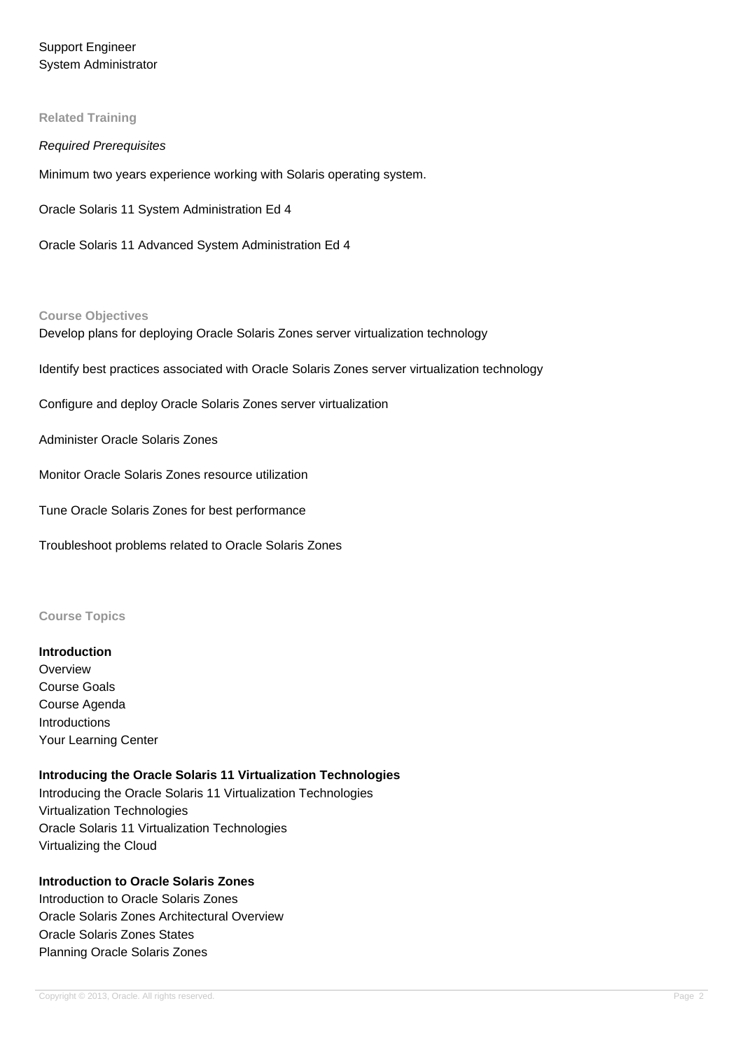Support Engineer
System Administrator

## Related Training

*Required Prerequisites*

Minimum two years experience working with Solaris operating system.

Oracle Solaris 11 System Administration Ed 4

Oracle Solaris 11 Advanced System Administration Ed 4

## Course Objectives

Develop plans for deploying Oracle Solaris Zones server virtualization technology

Identify best practices associated with Oracle Solaris Zones server virtualization technology

Configure and deploy Oracle Solaris Zones server virtualization

Administer Oracle Solaris Zones

Monitor Oracle Solaris Zones resource utilization

Tune Oracle Solaris Zones for best performance

Troubleshoot problems related to Oracle Solaris Zones

## Course Topics

**Introduction**
Overview
Course Goals
Course Agenda
Introductions
Your Learning Center

**Introducing the Oracle Solaris 11 Virtualization Technologies**
Introducing the Oracle Solaris 11 Virtualization Technologies
Virtualization Technologies
Oracle Solaris 11 Virtualization Technologies
Virtualizing the Cloud

**Introduction to Oracle Solaris Zones**
Introduction to Oracle Solaris Zones
Oracle Solaris Zones Architectural Overview
Oracle Solaris Zones States
Planning Oracle Solaris Zones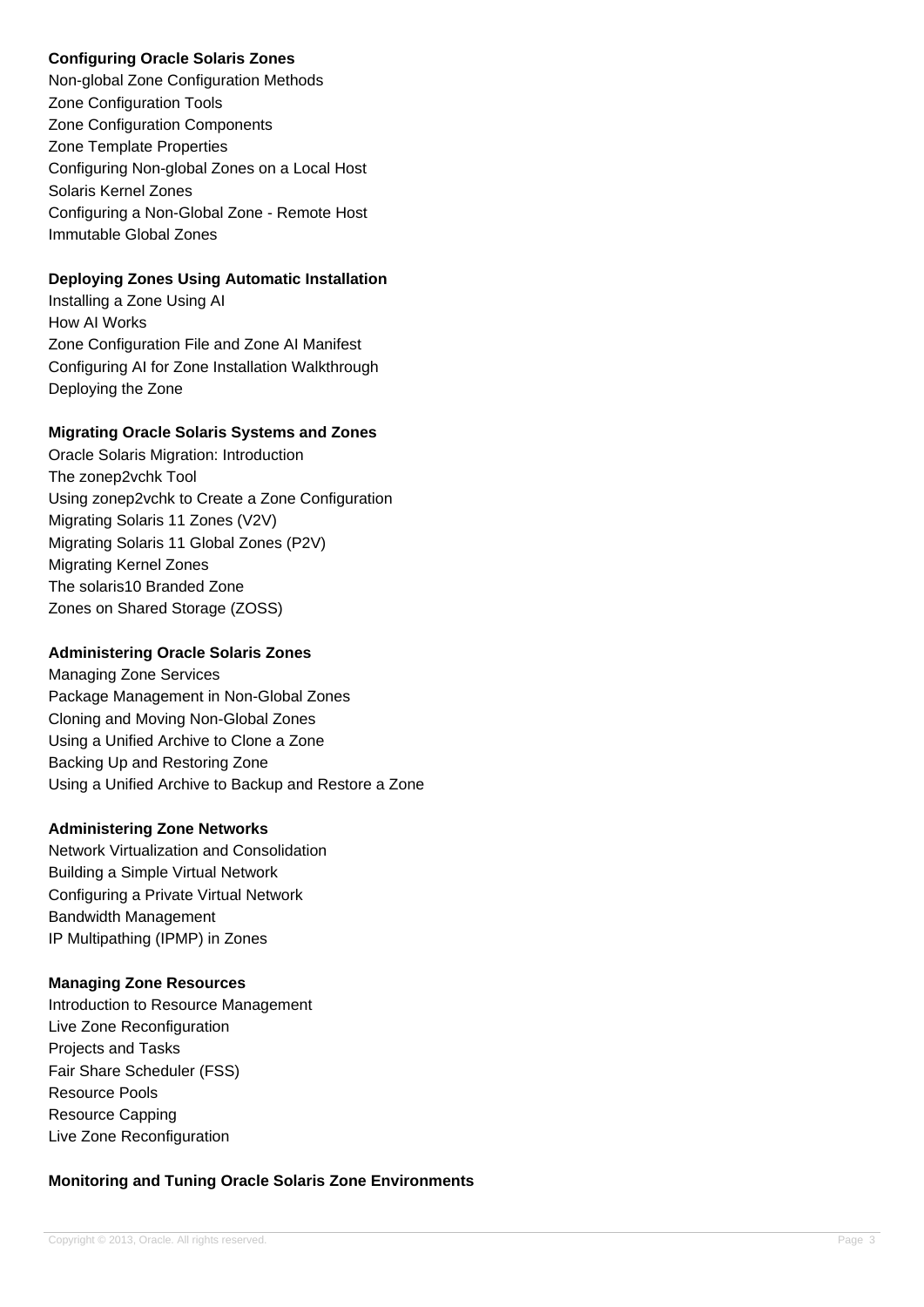**Configuring Oracle Solaris Zones**

Non-global Zone Configuration Methods
Zone Configuration Tools
Zone Configuration Components
Zone Template Properties
Configuring Non-global Zones on a Local Host
Solaris Kernel Zones
Configuring a Non-Global Zone - Remote Host
Immutable Global Zones

**Deploying Zones Using Automatic Installation**

Installing a Zone Using AI
How AI Works
Zone Configuration File and Zone AI Manifest
Configuring AI for Zone Installation Walkthrough
Deploying the Zone

**Migrating Oracle Solaris Systems and Zones**

Oracle Solaris Migration: Introduction
The zonep2vchk Tool
Using zonep2vchk to Create a Zone Configuration
Migrating Solaris 11 Zones (V2V)
Migrating Solaris 11 Global Zones (P2V)
Migrating Kernel Zones
The solaris10 Branded Zone
Zones on Shared Storage (ZOSS)

**Administering Oracle Solaris Zones**

Managing Zone Services
Package Management in Non-Global Zones
Cloning and Moving Non-Global Zones
Using a Unified Archive to Clone a Zone
Backing Up and Restoring Zone
Using a Unified Archive to Backup and Restore a Zone

**Administering Zone Networks**

Network Virtualization and Consolidation
Building a Simple Virtual Network
Configuring a Private Virtual Network
Bandwidth Management
IP Multipathing (IPMP) in Zones

**Managing Zone Resources**

Introduction to Resource Management
Live Zone Reconfiguration
Projects and Tasks
Fair Share Scheduler (FSS)
Resource Pools
Resource Capping
Live Zone Reconfiguration

**Monitoring and Tuning Oracle Solaris Zone Environments**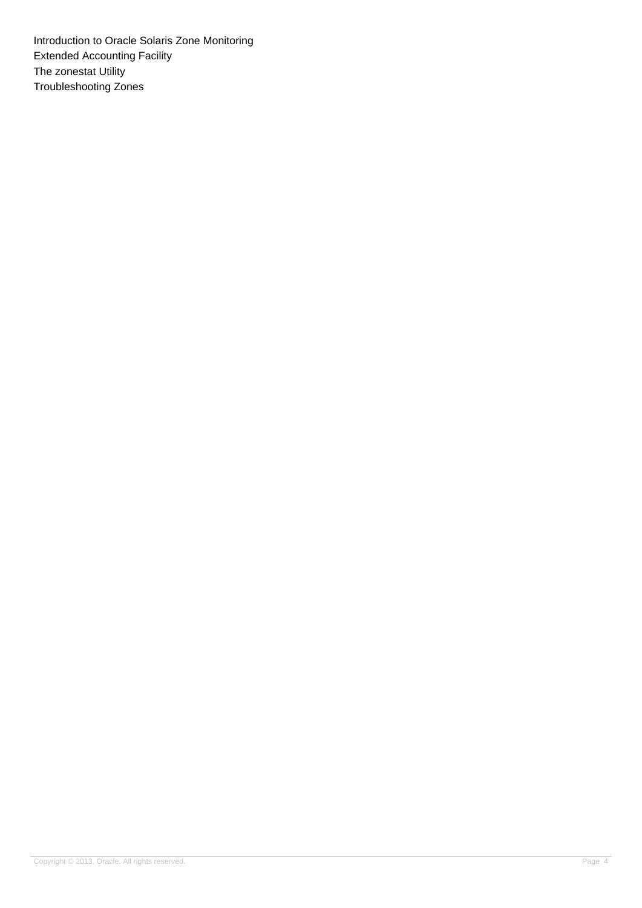Introduction to Oracle Solaris Zone Monitoring
Extended Accounting Facility
The zonestat Utility
Troubleshooting Zones